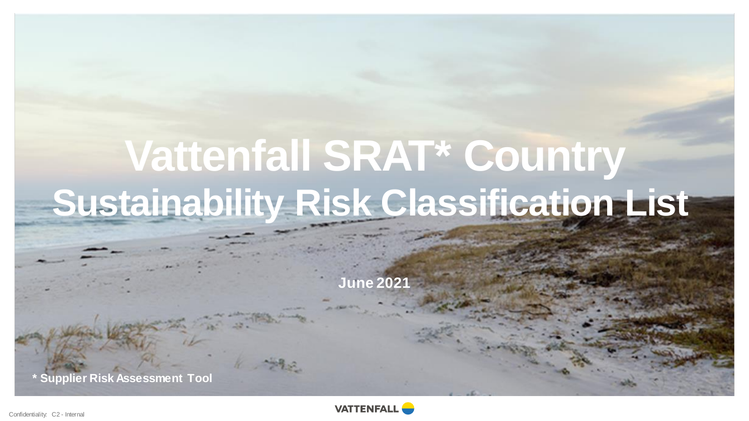# Vattenfall SRAT* Country Sustainability Risk Classification List

**June 2021**

**\* Supplier Risk Assessment Tool**

Confidentiality: C2 - Internal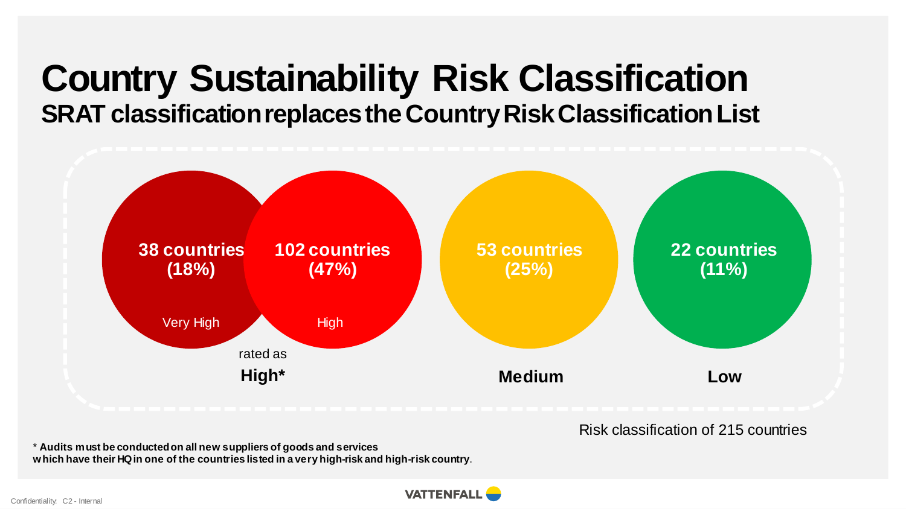# Country Sustainability Risk Classification

## SRAT classification replaces the Country Risk Classification List

**38 countries (18%)**
Very High

**102 countries (47%)**
High

rated as
**High***

**53 countries (25%)**

**Medium**

**22 countries (11%)**

**Low**

Risk classification of 215 countries

**\* Audits must be conducted on all new suppliers of goods and services which have their HQ in one of the countries listed in a very high-risk and high-risk country**.

Confidentiality: C2 - Internal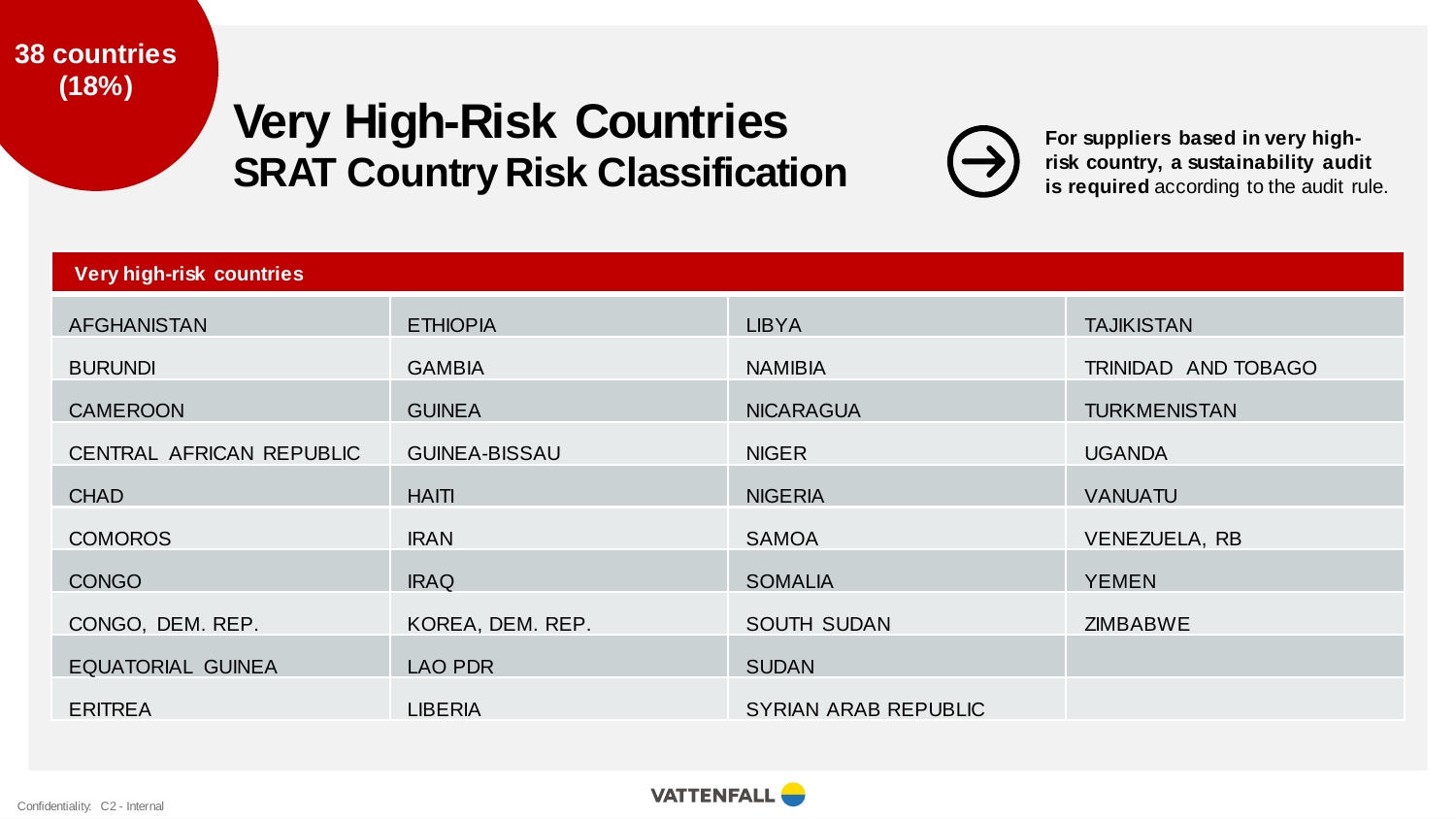**38 countries (18%)**

# Very High-Risk Countries
## SRAT Country Risk Classification

**For suppliers based in very high-risk country, a sustainability audit is required** according to the audit rule.

| Very high-risk countries | | | |
|---|---|---|---|
| AFGHANISTAN | ETHIOPIA | LIBYA | TAJIKISTAN |
| BURUNDI | GAMBIA | NAMIBIA | TRINIDAD AND TOBAGO |
| CAMEROON | GUINEA | NICARAGUA | TURKMENISTAN |
| CENTRAL AFRICAN REPUBLIC | GUINEA-BISSAU | NIGER | UGANDA |
| CHAD | HAITI | NIGERIA | VANUATU |
| COMOROS | IRAN | SAMOA | VENEZUELA, RB |
| CONGO | IRAQ | SOMALIA | YEMEN |
| CONGO, DEM. REP. | KOREA, DEM. REP. | SOUTH SUDAN | ZIMBABWE |
| EQUATORIAL GUINEA | LAO PDR | SUDAN | |
| ERITREA | LIBERIA | SYRIAN ARAB REPUBLIC | |

Confidentiality: C2 - Internal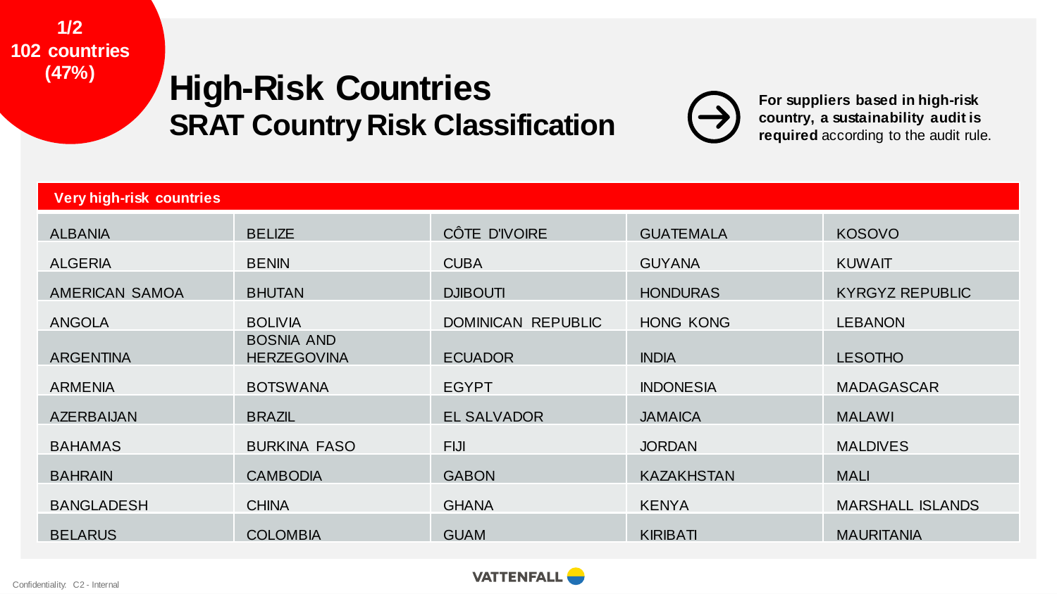**1/2**
**102 countries**
**(47%)**

# High-Risk Countries
## SRAT Country Risk Classification

**For suppliers based in high-risk country, a sustainability audit is required** according to the audit rule.

| Very high-risk countries | | | | |
|---|---|---|---|---|
| ALBANIA | BELIZE | CÔTE D'IVOIRE | GUATEMALA | KOSOVO |
| ALGERIA | BENIN | CUBA | GUYANA | KUWAIT |
| AMERICAN SAMOA | BHUTAN | DJIBOUTI | HONDURAS | KYRGYZ REPUBLIC |
| ANGOLA | BOLIVIA | DOMINICAN REPUBLIC | HONG KONG | LEBANON |
| ARGENTINA | BOSNIA AND HERZEGOVINA | ECUADOR | INDIA | LESOTHO |
| ARMENIA | BOTSWANA | EGYPT | INDONESIA | MADAGASCAR |
| AZERBAIJAN | BRAZIL | EL SALVADOR | JAMAICA | MALAWI |
| BAHAMAS | BURKINA FASO | FIJI | JORDAN | MALDIVES |
| BAHRAIN | CAMBODIA | GABON | KAZAKHSTAN | MALI |
| BANGLADESH | CHINA | GHANA | KENYA | MARSHALL ISLANDS |
| BELARUS | COLOMBIA | GUAM | KIRIBATI | MAURITANIA |

Confidentiality: C2 - Internal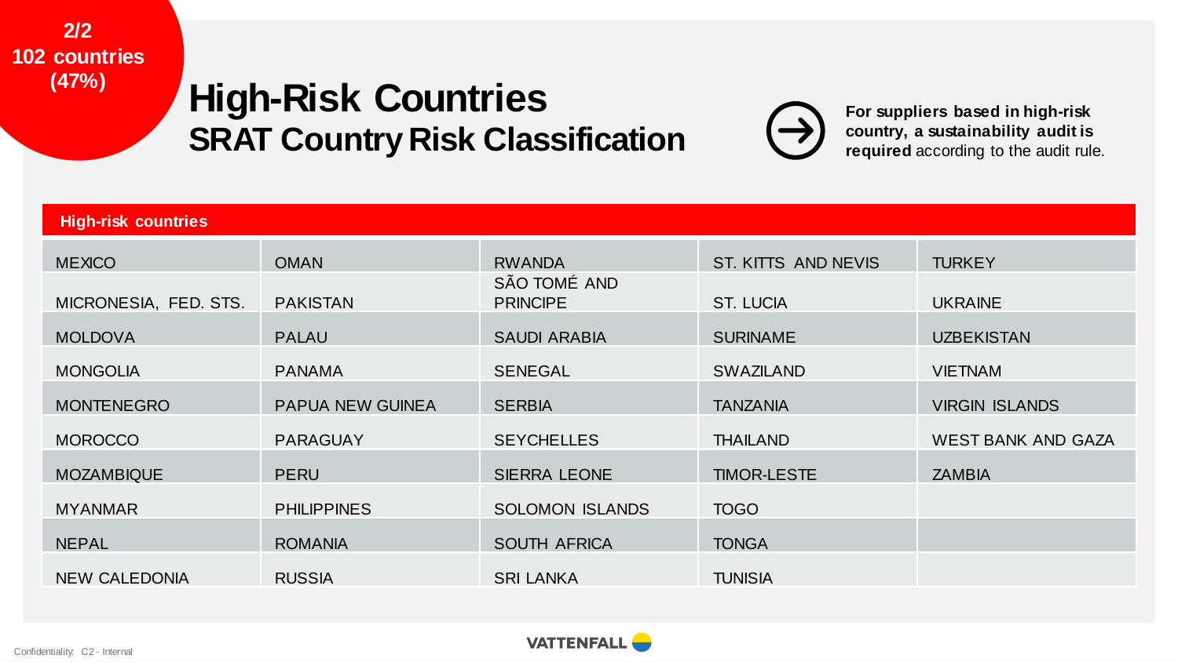2/2
102 countries
(47%)

# High-Risk Countries
## SRAT Country Risk Classification

**For suppliers based in high-risk country, a sustainability audit is required** according to the audit rule.

| High-risk countries | | | | |
|---|---|---|---|---|
| MEXICO | OMAN | RWANDA | ST. KITTS AND NEVIS | TURKEY |
| MICRONESIA, FED. STS. | PAKISTAN | SÃO TOMÉ AND PRINCIPE | ST. LUCIA | UKRAINE |
| MOLDOVA | PALAU | SAUDI ARABIA | SURINAME | UZBEKISTAN |
| MONGOLIA | PANAMA | SENEGAL | SWAZILAND | VIETNAM |
| MONTENEGRO | PAPUA NEW GUINEA | SERBIA | TANZANIA | VIRGIN ISLANDS |
| MOROCCO | PARAGUAY | SEYCHELLES | THAILAND | WEST BANK AND GAZA |
| MOZAMBIQUE | PERU | SIERRA LEONE | TIMOR-LESTE | ZAMBIA |
| MYANMAR | PHILIPPINES | SOLOMON ISLANDS | TOGO | |
| NEPAL | ROMANIA | SOUTH AFRICA | TONGA | |
| NEW CALEDONIA | RUSSIA | SRI LANKA | TUNISIA | |

Confidentiality: C2 - Internal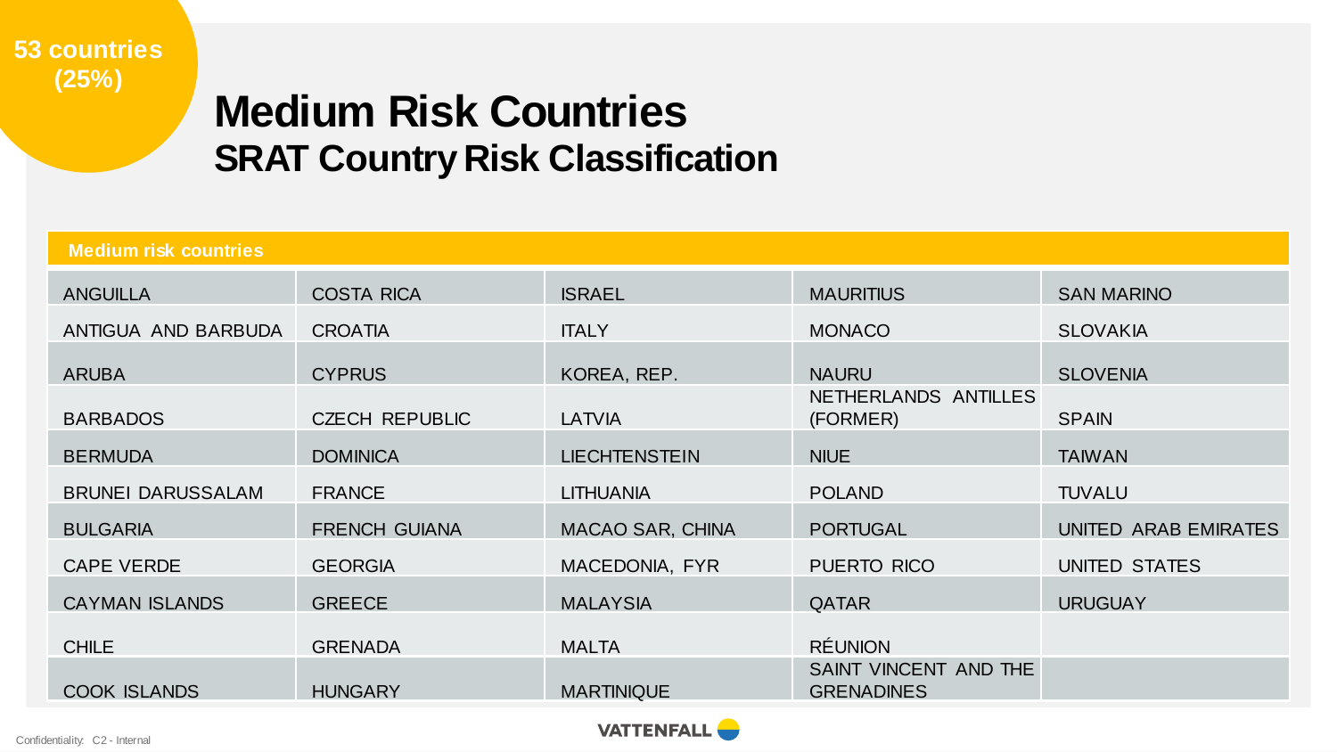**53 countries (25%)**

# Medium Risk Countries
## SRAT Country Risk Classification

| Medium risk countries | | | | |
|---|---|---|---|---|
| ANGUILLA | COSTA RICA | ISRAEL | MAURITIUS | SAN MARINO |
| ANTIGUA AND BARBUDA | CROATIA | ITALY | MONACO | SLOVAKIA |
| ARUBA | CYPRUS | KOREA, REP. | NAURU | SLOVENIA |
| BARBADOS | CZECH REPUBLIC | LATVIA | NETHERLANDS ANTILLES (FORMER) | SPAIN |
| BERMUDA | DOMINICA | LIECHTENSTEIN | NIUE | TAIWAN |
| BRUNEI DARUSSALAM | FRANCE | LITHUANIA | POLAND | TUVALU |
| BULGARIA | FRENCH GUIANA | MACAO SAR, CHINA | PORTUGAL | UNITED ARAB EMIRATES |
| CAPE VERDE | GEORGIA | MACEDONIA, FYR | PUERTO RICO | UNITED STATES |
| CAYMAN ISLANDS | GREECE | MALAYSIA | QATAR | URUGUAY |
| CHILE | GRENADA | MALTA | RÉUNION | |
| COOK ISLANDS | HUNGARY | MARTINIQUE | SAINT VINCENT AND THE GRENADINES | |

Confidentiality: C2 - Internal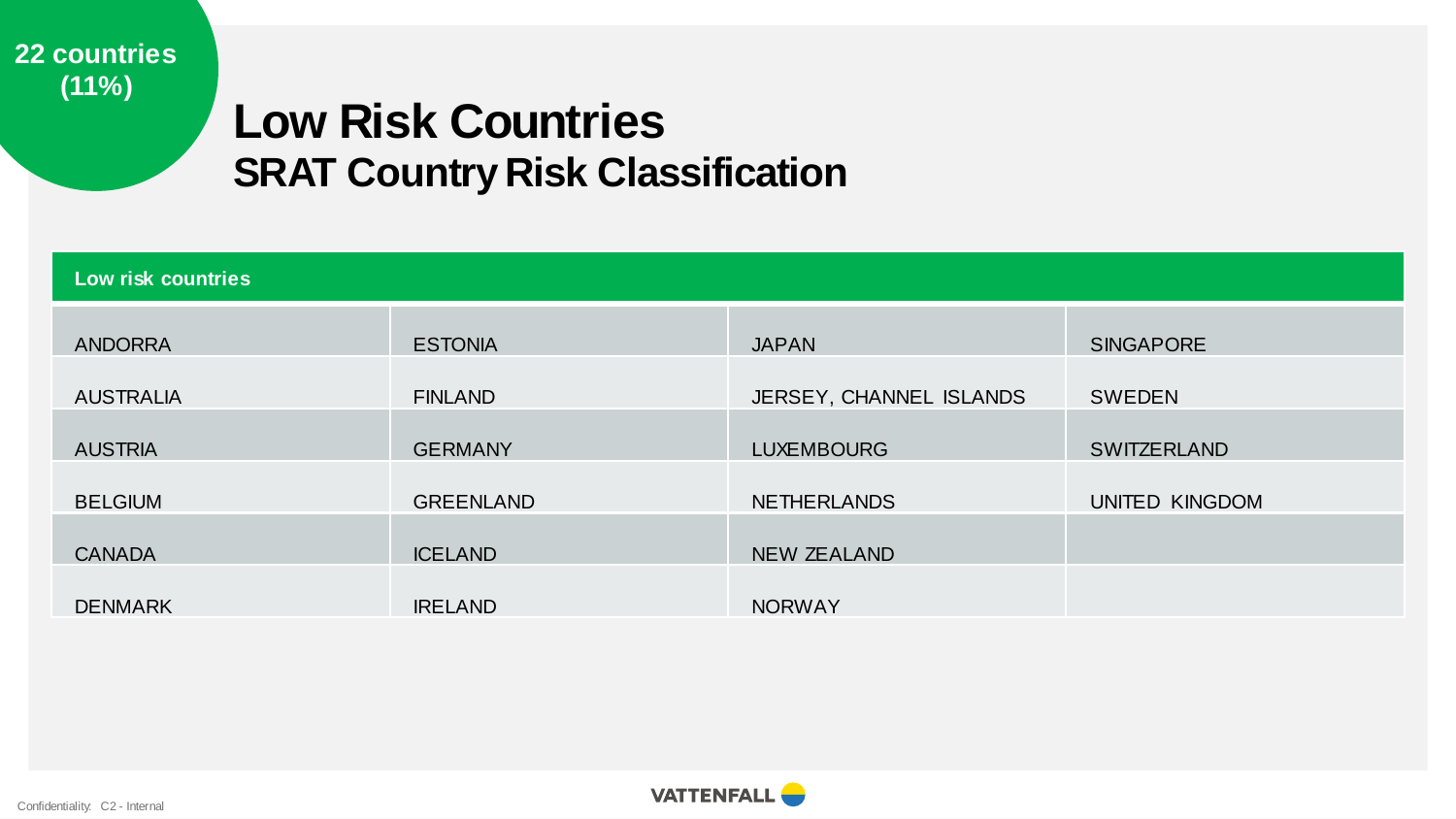**22 countries (11%)**

# Low Risk Countries
## SRAT Country Risk Classification

| Low risk countries | | | |
|---|---|---|---|
| ANDORRA | ESTONIA | JAPAN | SINGAPORE |
| AUSTRALIA | FINLAND | JERSEY, CHANNEL ISLANDS | SWEDEN |
| AUSTRIA | GERMANY | LUXEMBOURG | SWITZERLAND |
| BELGIUM | GREENLAND | NETHERLANDS | UNITED KINGDOM |
| CANADA | ICELAND | NEW ZEALAND | |
| DENMARK | IRELAND | NORWAY | |

Confidentiality: C2 - Internal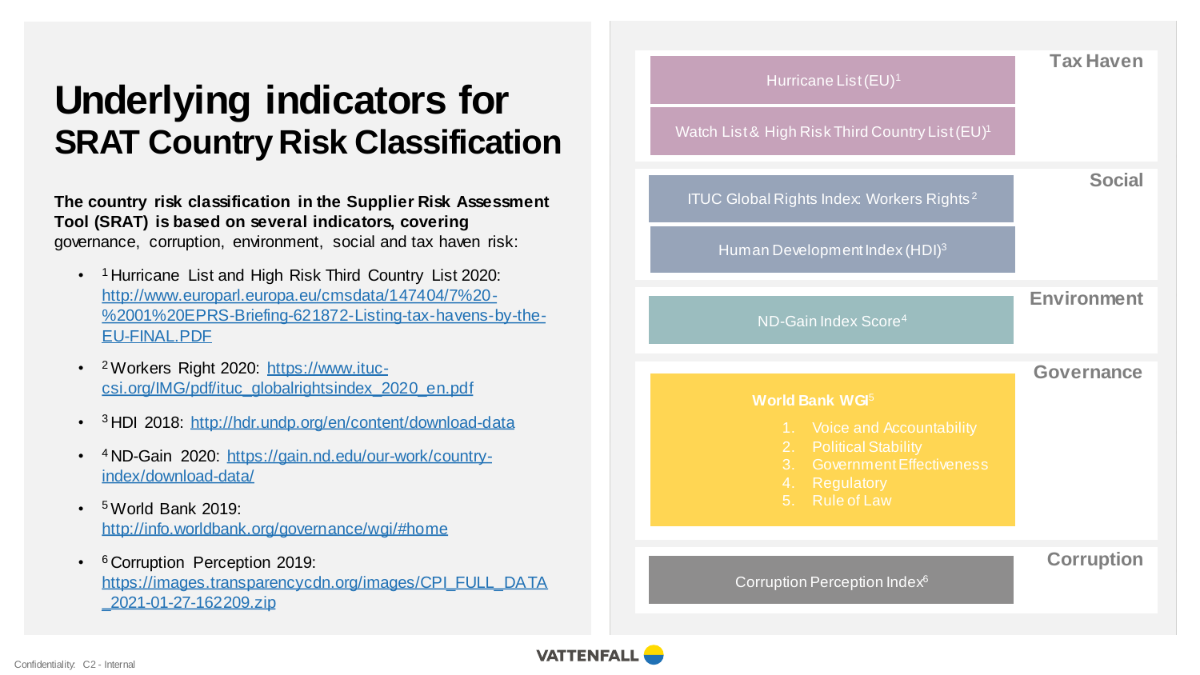# Underlying indicators for SRAT Country Risk Classification

**The country risk classification in the Supplier Risk Assessment Tool (SRAT) is based on several indicators, covering** governance, corruption, environment, social and tax haven risk:

- [1] Hurricane List and High Risk Third Country List 2020: http://www.europarl.europa.eu/cmsdata/147404/7%20-%2001%20EPRS-Briefing-621872-Listing-tax-havens-by-the-EU-FINAL.PDF
- [2] Workers Right 2020: https://www.ituc-csi.org/IMG/pdf/ituc_globalrightsindex_2020_en.pdf
- [3] HDI 2018: http://hdr.undp.org/en/content/download-data
- [4] ND-Gain 2020: https://gain.nd.edu/our-work/country-index/download-data/
- [5] World Bank 2019: http://info.worldbank.org/governance/wgi/#home
- [6] Corruption Perception 2019: https://images.transparencycdn.org/images/CPI_FULL_DATA_2021-01-27-162209.zip

**Tax Haven**

Hurricane List (EU)[1]

Watch List & High Risk Third Country List (EU)[1]

**Social**

ITUC Global Rights Index: Workers Rights[2]

Human Development Index (HDI)[3]

**Environment**

ND-Gain Index Score[4]

**Governance**

**World Bank WGI**[5]

1. Voice and Accountability
2. Political Stability
3. Government Effectiveness
4. Regulatory
5. Rule of Law

**Corruption**

Corruption Perception Index[6]

Confidentiality: C2 - Internal